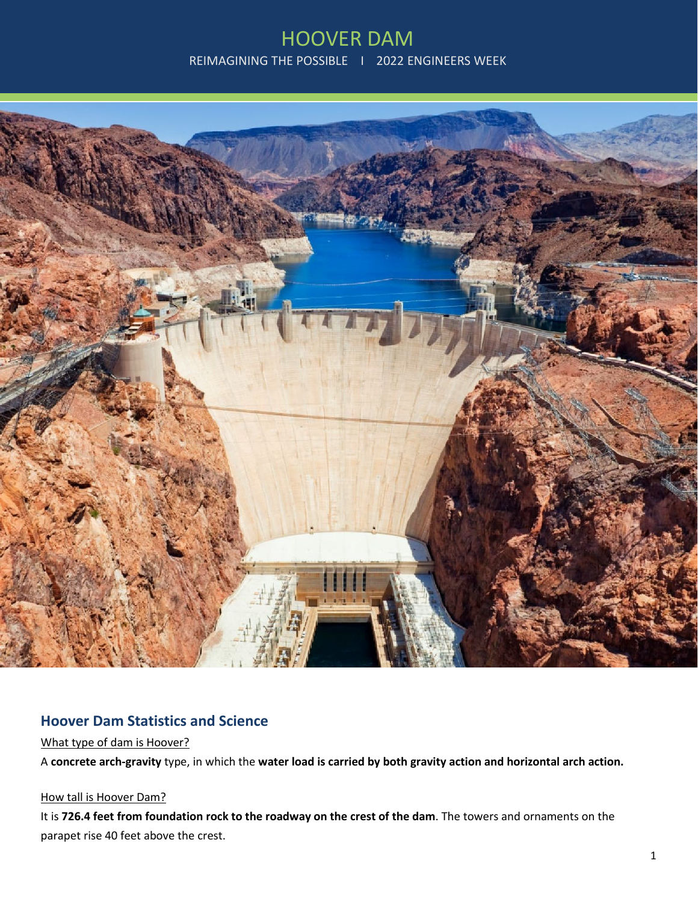# HOOVER DAM

REIMAGINING THE POSSIBLE I 2022 ENGINEERS WEEK

## Hoover Dam Statistics and Science

What type of dam is Hoover?

A **concrete arch-gravity** type, in which the **water load is carried by both gravity action and horizontal arch action.**

How tall is Hoover Dam?

It is **726.4 feet from foundation rock to the roadway on the crest of the dam**. The towers and ornaments on the parapet rise 40 feet above the crest.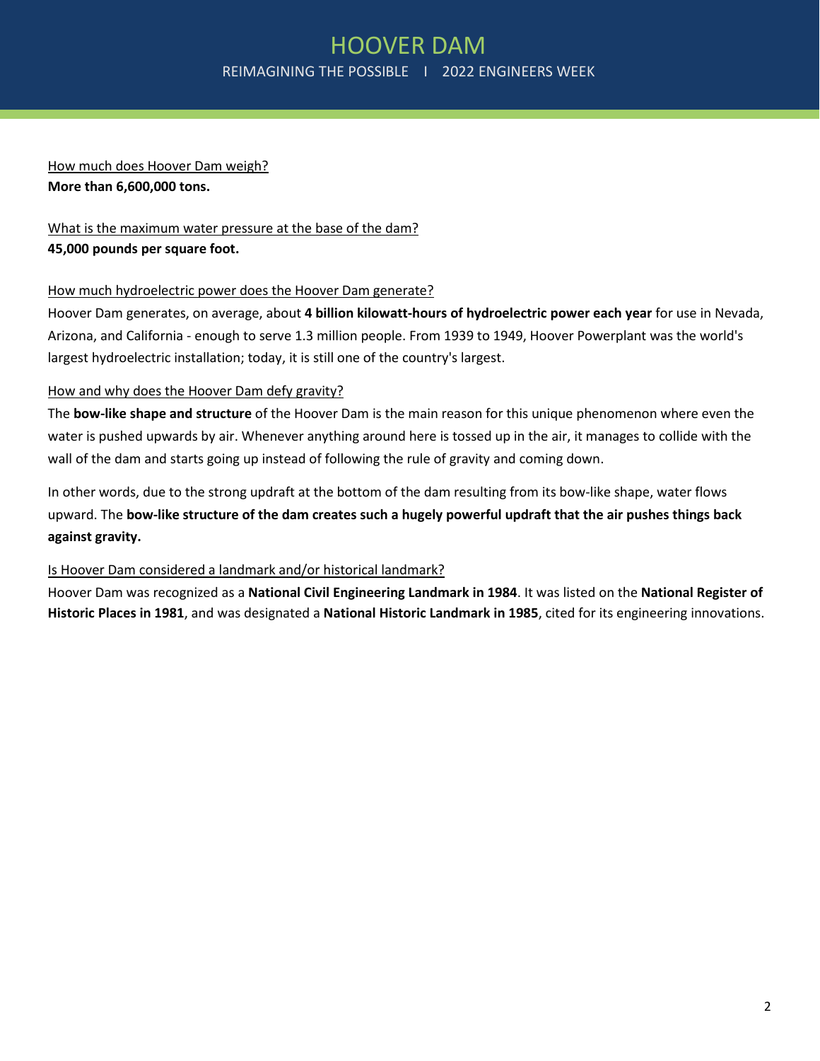How much does Hoover Dam weigh?
**More than 6,600,000 tons.**

What is the maximum water pressure at the base of the dam?
**45,000 pounds per square foot.**

How much hydroelectric power does the Hoover Dam generate?
Hoover Dam generates, on average, about **4 billion kilowatt-hours of hydroelectric power each year** for use in Nevada, Arizona, and California - enough to serve 1.3 million people. From 1939 to 1949, Hoover Powerplant was the world's largest hydroelectric installation; today, it is still one of the country's largest.

How and why does the Hoover Dam defy gravity?
The **bow-like shape and structure** of the Hoover Dam is the main reason for this unique phenomenon where even the water is pushed upwards by air. Whenever anything around here is tossed up in the air, it manages to collide with the wall of the dam and starts going up instead of following the rule of gravity and coming down.

In other words, due to the strong updraft at the bottom of the dam resulting from its bow-like shape, water flows upward. The **bow-like structure of the dam creates such a hugely powerful updraft that the air pushes things back against gravity.**

Is Hoover Dam considered a landmark and/or historical landmark?
Hoover Dam was recognized as a **National Civil Engineering Landmark in 1984**. It was listed on the **National Register of Historic Places in 1981**, and was designated a **National Historic Landmark in 1985**, cited for its engineering innovations.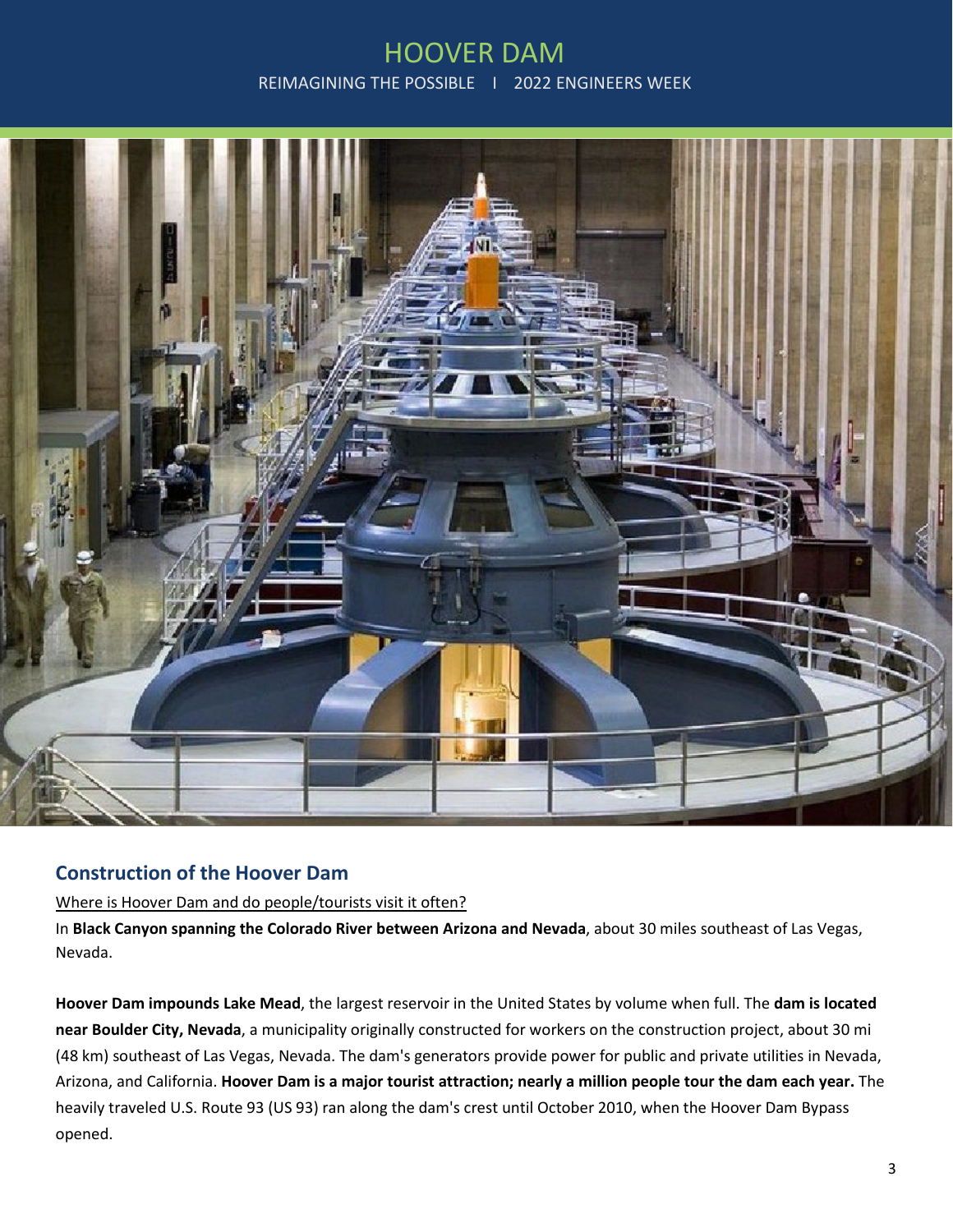## Construction of the Hoover Dam

Where is Hoover Dam and do people/tourists visit it often?

In **Black Canyon spanning the Colorado River between Arizona and Nevada**, about 30 miles southeast of Las Vegas, Nevada.

**Hoover Dam impounds Lake Mead**, the largest reservoir in the United States by volume when full. The **dam is located near Boulder City, Nevada**, a municipality originally constructed for workers on the construction project, about 30 mi (48 km) southeast of Las Vegas, Nevada. The dam's generators provide power for public and private utilities in Nevada, Arizona, and California. **Hoover Dam is a major tourist attraction; nearly a million people tour the dam each year.** The heavily traveled U.S. Route 93 (US 93) ran along the dam's crest until October 2010, when the Hoover Dam Bypass opened.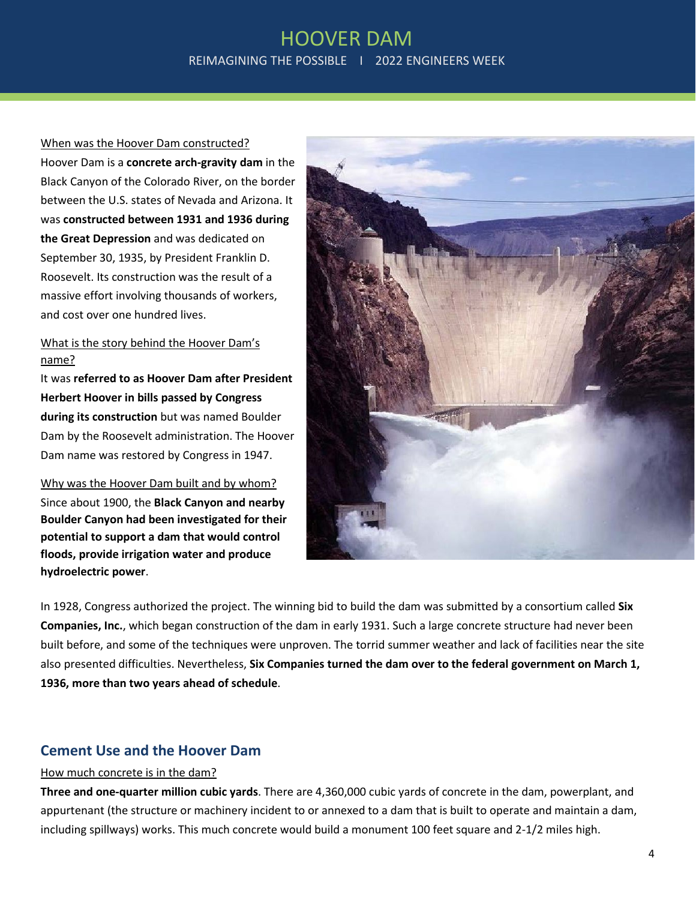When was the Hoover Dam constructed?

Hoover Dam is a **concrete arch-gravity dam** in the Black Canyon of the Colorado River, on the border between the U.S. states of Nevada and Arizona. It was **constructed between 1931 and 1936 during the Great Depression** and was dedicated on September 30, 1935, by President Franklin D. Roosevelt. Its construction was the result of a massive effort involving thousands of workers, and cost over one hundred lives.

What is the story behind the Hoover Dam's name?

It was **referred to as Hoover Dam after President Herbert Hoover in bills passed by Congress during its construction** but was named Boulder Dam by the Roosevelt administration. The Hoover Dam name was restored by Congress in 1947.

Why was the Hoover Dam built and by whom?

Since about 1900, the **Black Canyon and nearby Boulder Canyon had been investigated for their potential to support a dam that would control floods, provide irrigation water and produce hydroelectric power**.

In 1928, Congress authorized the project. The winning bid to build the dam was submitted by a consortium called **Six Companies, Inc.**, which began construction of the dam in early 1931. Such a large concrete structure had never been built before, and some of the techniques were unproven. The torrid summer weather and lack of facilities near the site also presented difficulties. Nevertheless, **Six Companies turned the dam over to the federal government on March 1, 1936, more than two years ahead of schedule**.

## Cement Use and the Hoover Dam

How much concrete is in the dam?

**Three and one-quarter million cubic yards**. There are 4,360,000 cubic yards of concrete in the dam, powerplant, and appurtenant (the structure or machinery incident to or annexed to a dam that is built to operate and maintain a dam, including spillways) works. This much concrete would build a monument 100 feet square and 2-1/2 miles high.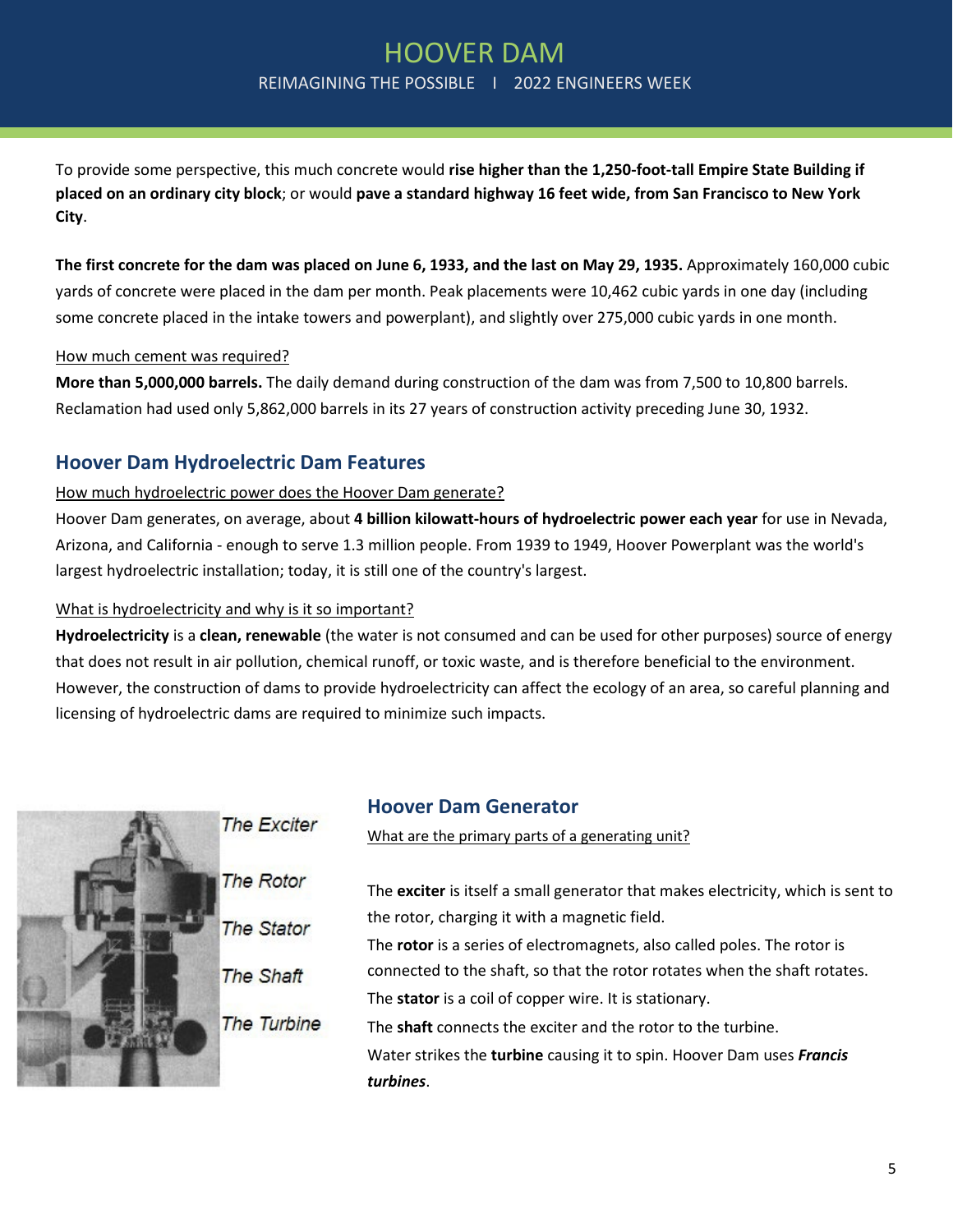To provide some perspective, this much concrete would **rise higher than the 1,250-foot-tall Empire State Building if placed on an ordinary city block**; or would **pave a standard highway 16 feet wide, from San Francisco to New York City**.

**The first concrete for the dam was placed on June 6, 1933, and the last on May 29, 1935.** Approximately 160,000 cubic yards of concrete were placed in the dam per month. Peak placements were 10,462 cubic yards in one day (including some concrete placed in the intake towers and powerplant), and slightly over 275,000 cubic yards in one month.

How much cement was required?

**More than 5,000,000 barrels.** The daily demand during construction of the dam was from 7,500 to 10,800 barrels. Reclamation had used only 5,862,000 barrels in its 27 years of construction activity preceding June 30, 1932.

## Hoover Dam Hydroelectric Dam Features

How much hydroelectric power does the Hoover Dam generate?

Hoover Dam generates, on average, about **4 billion kilowatt-hours of hydroelectric power each year** for use in Nevada, Arizona, and California - enough to serve 1.3 million people. From 1939 to 1949, Hoover Powerplant was the world's largest hydroelectric installation; today, it is still one of the country's largest.

What is hydroelectricity and why is it so important?

**Hydroelectricity** is a **clean, renewable** (the water is not consumed and can be used for other purposes) source of energy that does not result in air pollution, chemical runoff, or toxic waste, and is therefore beneficial to the environment. However, the construction of dams to provide hydroelectricity can affect the ecology of an area, so careful planning and licensing of hydroelectric dams are required to minimize such impacts.

*The Exciter*
*The Rotor*
*The Stator*
*The Shaft*
*The Turbine*

## Hoover Dam Generator

What are the primary parts of a generating unit?

The **exciter** is itself a small generator that makes electricity, which is sent to the rotor, charging it with a magnetic field.

The **rotor** is a series of electromagnets, also called poles. The rotor is connected to the shaft, so that the rotor rotates when the shaft rotates.

The **stator** is a coil of copper wire. It is stationary.

The **shaft** connects the exciter and the rotor to the turbine.

Water strikes the **turbine** causing it to spin. Hoover Dam uses ***Francis turbines***.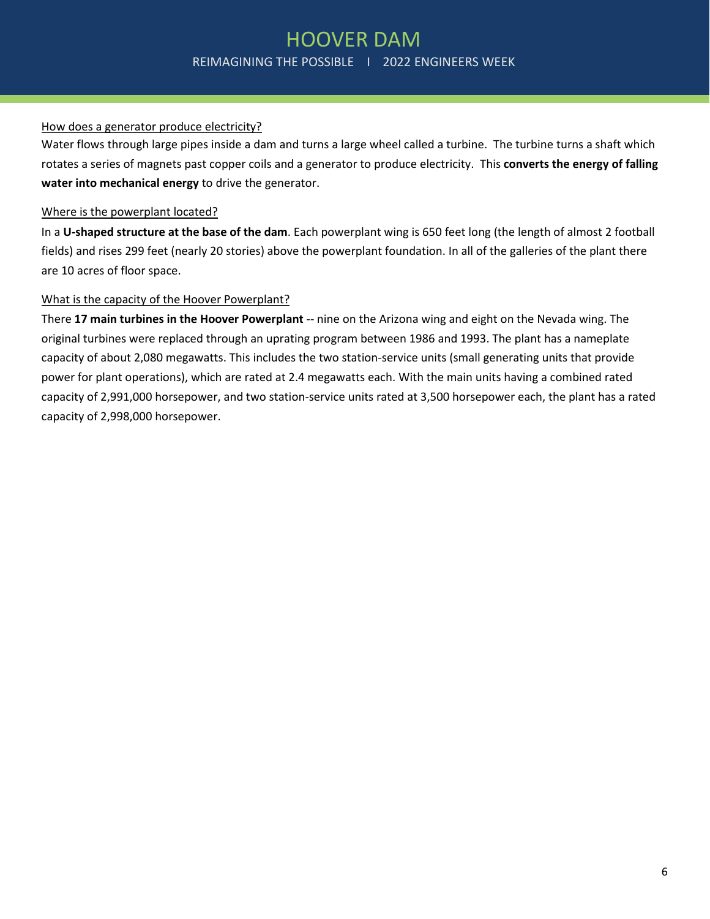How does a generator produce electricity?

Water flows through large pipes inside a dam and turns a large wheel called a turbine. The turbine turns a shaft which rotates a series of magnets past copper coils and a generator to produce electricity. This **converts the energy of falling water into mechanical energy** to drive the generator.

Where is the powerplant located?

In a **U-shaped structure at the base of the dam**. Each powerplant wing is 650 feet long (the length of almost 2 football fields) and rises 299 feet (nearly 20 stories) above the powerplant foundation. In all of the galleries of the plant there are 10 acres of floor space.

What is the capacity of the Hoover Powerplant?

There **17 main turbines in the Hoover Powerplant** -- nine on the Arizona wing and eight on the Nevada wing. The original turbines were replaced through an uprating program between 1986 and 1993. The plant has a nameplate capacity of about 2,080 megawatts. This includes the two station-service units (small generating units that provide power for plant operations), which are rated at 2.4 megawatts each. With the main units having a combined rated capacity of 2,991,000 horsepower, and two station-service units rated at 3,500 horsepower each, the plant has a rated capacity of 2,998,000 horsepower.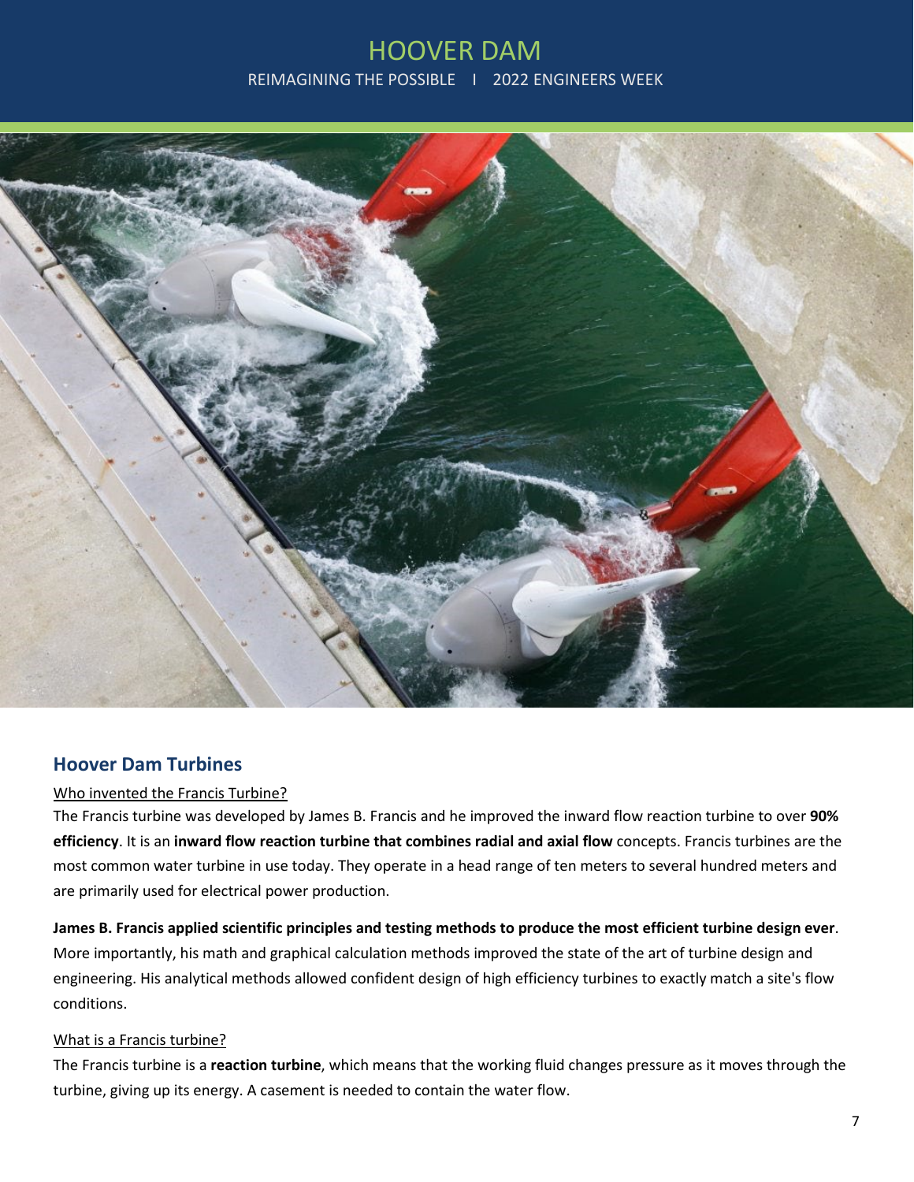## Hoover Dam Turbines

<u>Who invented the Francis Turbine?</u>

The Francis turbine was developed by James B. Francis and he improved the inward flow reaction turbine to over **90% efficiency**. It is an **inward flow reaction turbine that combines radial and axial flow** concepts. Francis turbines are the most common water turbine in use today. They operate in a head range of ten meters to several hundred meters and are primarily used for electrical power production.

**James B. Francis applied scientific principles and testing methods to produce the most efficient turbine design ever**. More importantly, his math and graphical calculation methods improved the state of the art of turbine design and engineering. His analytical methods allowed confident design of high efficiency turbines to exactly match a site's flow conditions.

<u>What is a Francis turbine?</u>

The Francis turbine is a **reaction turbine**, which means that the working fluid changes pressure as it moves through the turbine, giving up its energy. A casement is needed to contain the water flow.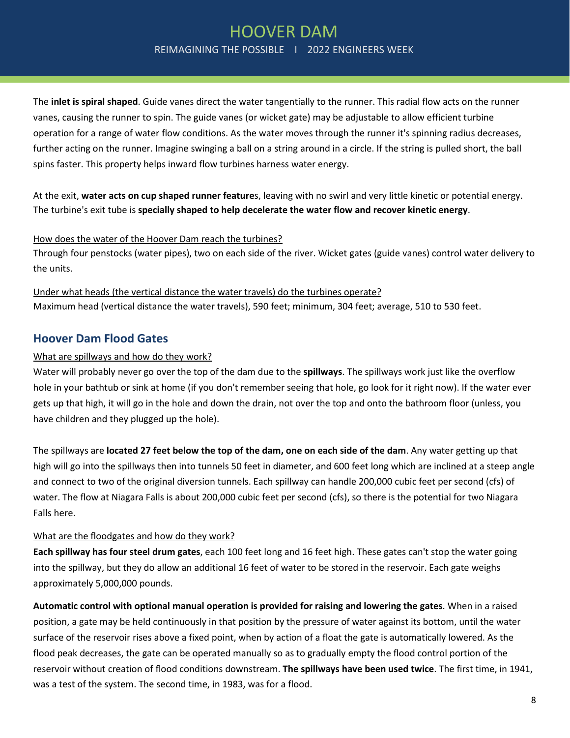The **inlet is spiral shaped**. Guide vanes direct the water tangentially to the runner. This radial flow acts on the runner vanes, causing the runner to spin. The guide vanes (or wicket gate) may be adjustable to allow efficient turbine operation for a range of water flow conditions. As the water moves through the runner it's spinning radius decreases, further acting on the runner. Imagine swinging a ball on a string around in a circle. If the string is pulled short, the ball spins faster. This property helps inward flow turbines harness water energy.

At the exit, **water acts on cup shaped runner feature**s, leaving with no swirl and very little kinetic or potential energy. The turbine's exit tube is **specially shaped to help decelerate the water flow and recover kinetic energy**.

<u>How does the water of the Hoover Dam reach the turbines?</u>
Through four penstocks (water pipes), two on each side of the river. Wicket gates (guide vanes) control water delivery to the units.

<u>Under what heads (the vertical distance the water travels) do the turbines operate?</u>
Maximum head (vertical distance the water travels), 590 feet; minimum, 304 feet; average, 510 to 530 feet.

## Hoover Dam Flood Gates

<u>What are spillways and how do they work?</u>
Water will probably never go over the top of the dam due to the **spillways**. The spillways work just like the overflow hole in your bathtub or sink at home (if you don't remember seeing that hole, go look for it right now). If the water ever gets up that high, it will go in the hole and down the drain, not over the top and onto the bathroom floor (unless, you have children and they plugged up the hole).

The spillways are **located 27 feet below the top of the dam, one on each side of the dam**. Any water getting up that high will go into the spillways then into tunnels 50 feet in diameter, and 600 feet long which are inclined at a steep angle and connect to two of the original diversion tunnels. Each spillway can handle 200,000 cubic feet per second (cfs) of water. The flow at Niagara Falls is about 200,000 cubic feet per second (cfs), so there is the potential for two Niagara Falls here.

<u>What are the floodgates and how do they work?</u>
**Each spillway has four steel drum gates**, each 100 feet long and 16 feet high. These gates can't stop the water going into the spillway, but they do allow an additional 16 feet of water to be stored in the reservoir. Each gate weighs approximately 5,000,000 pounds.

**Automatic control with optional manual operation is provided for raising and lowering the gates**. When in a raised position, a gate may be held continuously in that position by the pressure of water against its bottom, until the water surface of the reservoir rises above a fixed point, when by action of a float the gate is automatically lowered. As the flood peak decreases, the gate can be operated manually so as to gradually empty the flood control portion of the reservoir without creation of flood conditions downstream. **The spillways have been used twice**. The first time, in 1941, was a test of the system. The second time, in 1983, was for a flood.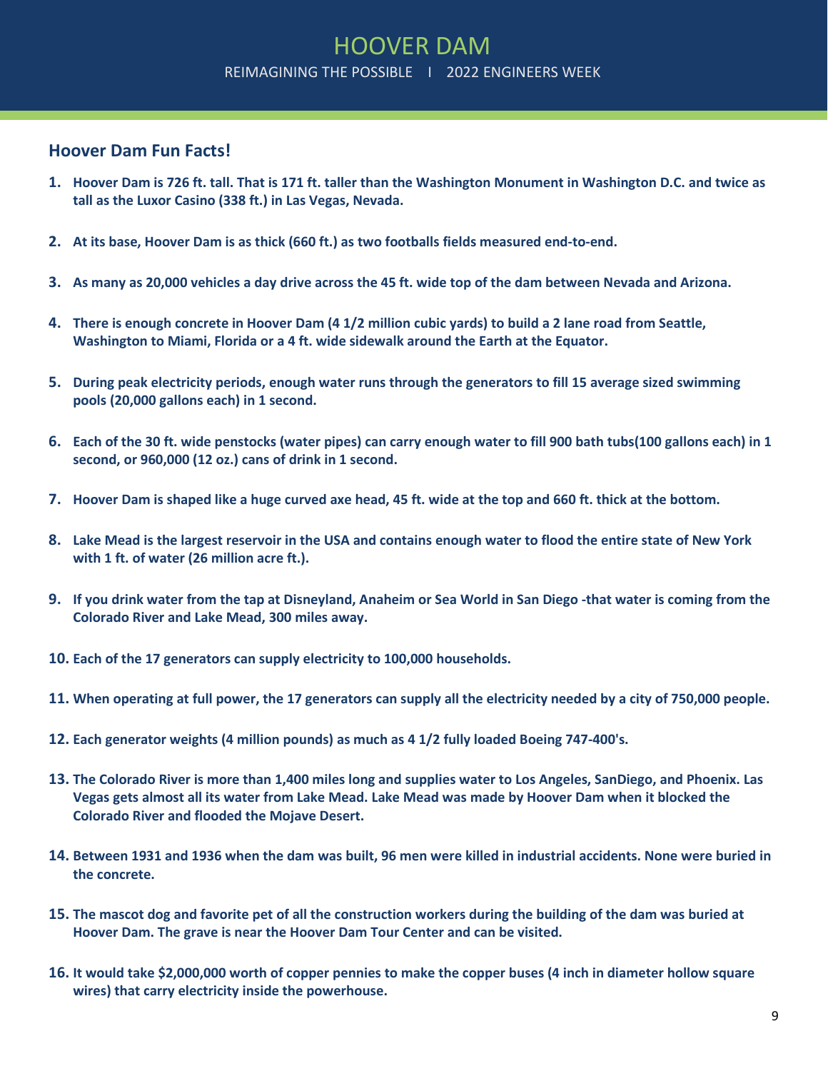## Hoover Dam Fun Facts!

1. **Hoover Dam is 726 ft. tall. That is 171 ft. taller than the Washington Monument in Washington D.C. and twice as tall as the Luxor Casino (338 ft.) in Las Vegas, Nevada.**

2. **At its base, Hoover Dam is as thick (660 ft.) as two footballs fields measured end-to-end.**

3. **As many as 20,000 vehicles a day drive across the 45 ft. wide top of the dam between Nevada and Arizona.**

4. **There is enough concrete in Hoover Dam (4 1/2 million cubic yards) to build a 2 lane road from Seattle, Washington to Miami, Florida or a 4 ft. wide sidewalk around the Earth at the Equator.**

5. **During peak electricity periods, enough water runs through the generators to fill 15 average sized swimming pools (20,000 gallons each) in 1 second.**

6. **Each of the 30 ft. wide penstocks (water pipes) can carry enough water to fill 900 bath tubs(100 gallons each) in 1 second, or 960,000 (12 oz.) cans of drink in 1 second.**

7. **Hoover Dam is shaped like a huge curved axe head, 45 ft. wide at the top and 660 ft. thick at the bottom.**

8. **Lake Mead is the largest reservoir in the USA and contains enough water to flood the entire state of New York with 1 ft. of water (26 million acre ft.).**

9. **If you drink water from the tap at Disneyland, Anaheim or Sea World in San Diego -that water is coming from the Colorado River and Lake Mead, 300 miles away.**

10. **Each of the 17 generators can supply electricity to 100,000 households.**

11. **When operating at full power, the 17 generators can supply all the electricity needed by a city of 750,000 people.**

12. **Each generator weights (4 million pounds) as much as 4 1/2 fully loaded Boeing 747-400's.**

13. **The Colorado River is more than 1,400 miles long and supplies water to Los Angeles, SanDiego, and Phoenix. Las Vegas gets almost all its water from Lake Mead. Lake Mead was made by Hoover Dam when it blocked the Colorado River and flooded the Mojave Desert.**

14. **Between 1931 and 1936 when the dam was built, 96 men were killed in industrial accidents. None were buried in the concrete.**

15. **The mascot dog and favorite pet of all the construction workers during the building of the dam was buried at Hoover Dam. The grave is near the Hoover Dam Tour Center and can be visited.**

16. **It would take $2,000,000 worth of copper pennies to make the copper buses (4 inch in diameter hollow square wires) that carry electricity inside the powerhouse.**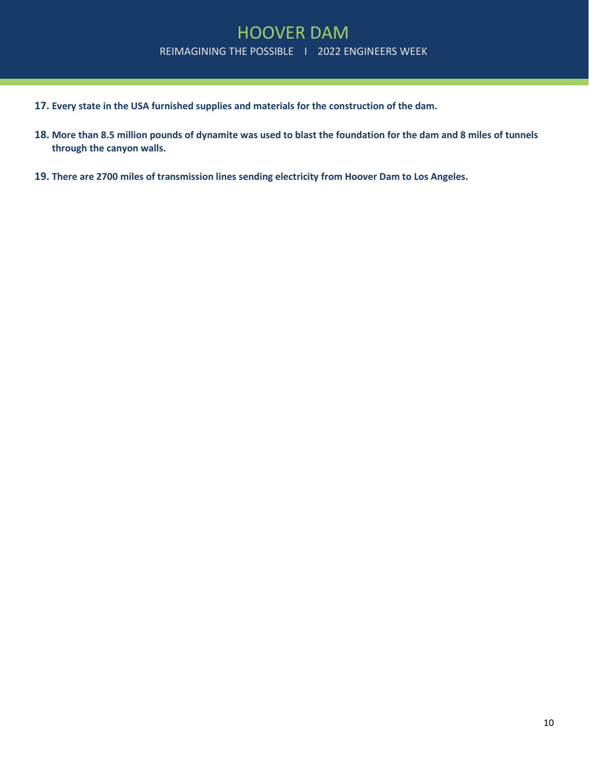17. **Every state in the USA furnished supplies and materials for the construction of the dam.**

18. **More than 8.5 million pounds of dynamite was used to blast the foundation for the dam and 8 miles of tunnels through the canyon walls.**

19. **There are 2700 miles of transmission lines sending electricity from Hoover Dam to Los Angeles.**